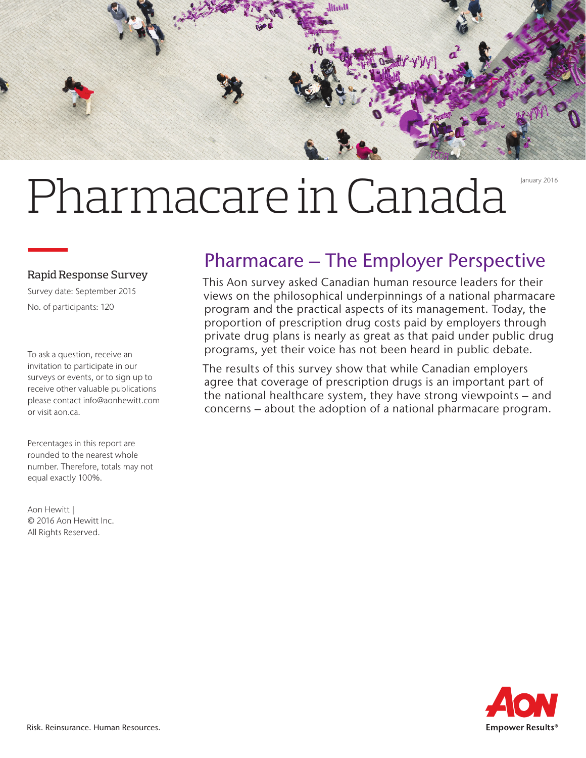# Pharmacare in Canada

January 2016

### Rapid Response Survey

Survey date: September 2015

No. of participants: 120

To ask a question, receive an invitation to participate in our surveys or events, or to sign up to receive other valuable publications please contact info@aonhewitt.com or visit aon.ca.

Percentages in this report are rounded to the nearest whole number. Therefore, totals may not equal exactly 100%.

Aon Hewitt |
© 2016 Aon Hewitt Inc.
All Rights Reserved.

## Pharmacare – The Employer Perspective

This Aon survey asked Canadian human resource leaders for their views on the philosophical underpinnings of a national pharmacare program and the practical aspects of its management. Today, the proportion of prescription drug costs paid by employers through private drug plans is nearly as great as that paid under public drug programs, yet their voice has not been heard in public debate.

The results of this survey show that while Canadian employers agree that coverage of prescription drugs is an important part of the national healthcare system, they have strong viewpoints – and concerns – about the adoption of a national pharmacare program.

Risk. Reinsurance. Human Resources.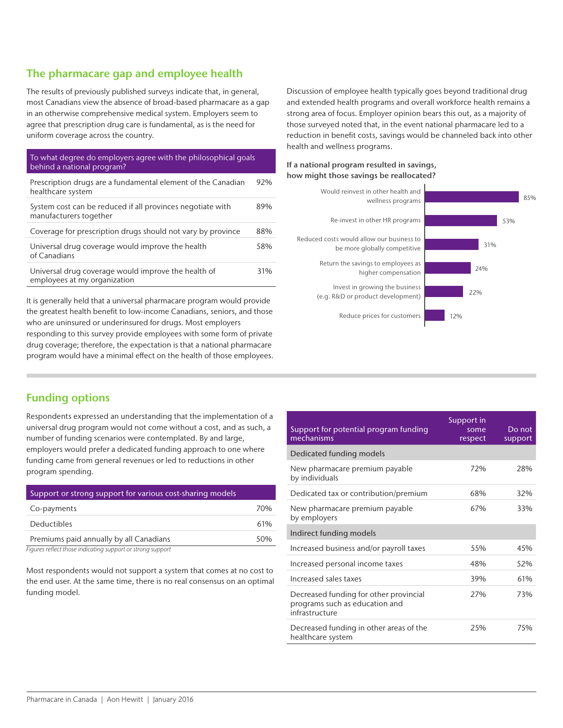## The pharmacare gap and employee health

The results of previously published surveys indicate that, in general, most Canadians view the absence of broad-based pharmacare as a gap in an otherwise comprehensive medical system. Employers seem to agree that prescription drug care is fundamental, as is the need for uniform coverage across the country.

| To what degree do employers agree with the philosophical goals behind a national program? | |
|---|---|
| Prescription drugs are a fundamental element of the Canadian healthcare system | 92% |
| System cost can be reduced if all provinces negotiate with manufacturers together | 89% |
| Coverage for prescription drugs should not vary by province | 88% |
| Universal drug coverage would improve the health of Canadians | 58% |
| Universal drug coverage would improve the health of employees at my organization | 31% |

It is generally held that a universal pharmacare program would provide the greatest health benefit to low-income Canadians, seniors, and those who are uninsured or underinsured for drugs. Most employers responding to this survey provide employees with some form of private drug coverage; therefore, the expectation is that a national pharmacare program would have a minimal effect on the health of those employees.

Discussion of employee health typically goes beyond traditional drug and extended health programs and overall workforce health remains a strong area of focus. Employer opinion bears this out, as a majority of those surveyed noted that, in the event national pharmacare led to a reduction in benefit costs, savings would be channeled back into other health and wellness programs.

**If a national program resulted in savings, how might those savings be reallocated?**

| Reallocation | % |
|---|---|
| Would reinvest in other health and wellness programs | 85% |
| Re-invest in other HR programs | 53% |
| Reduced costs would allow our business to be more globally competitive | 31% |
| Return the savings to employees as higher compensation | 24% |
| Invest in growing the business (e.g. R&D or product development) | 22% |
| Reduce prices for customers | 12% |

## Funding options

Respondents expressed an understanding that the implementation of a universal drug program would not come without a cost, and as such, a number of funding scenarios were contemplated. By and large, employers would prefer a dedicated funding approach to one where funding came from general revenues or led to reductions in other program spending.

| Support or strong support for various cost-sharing models | |
|---|---|
| Co-payments | 70% |
| Deductibles | 61% |
| Premiums paid annually by all Canadians | 50% |

*Figures reflect those indicating support or strong support*

Most respondents would not support a system that comes at no cost to the end user. At the same time, there is no real consensus on an optimal funding model.

| Support for potential program funding mechanisms | Support in some respect | Do not support |
|---|---|---|
| **Dedicated funding models** | | |
| New pharmacare premium payable by individuals | 72% | 28% |
| Dedicated tax or contribution/premium | 68% | 32% |
| New pharmacare premium payable by employers | 67% | 33% |
| **Indirect funding models** | | |
| Increased business and/or payroll taxes | 55% | 45% |
| Increased personal income taxes | 48% | 52% |
| Increased sales taxes | 39% | 61% |
| Decreased funding for other provincial programs such as education and infrastructure | 27% | 73% |
| Decreased funding in other areas of the healthcare system | 25% | 75% |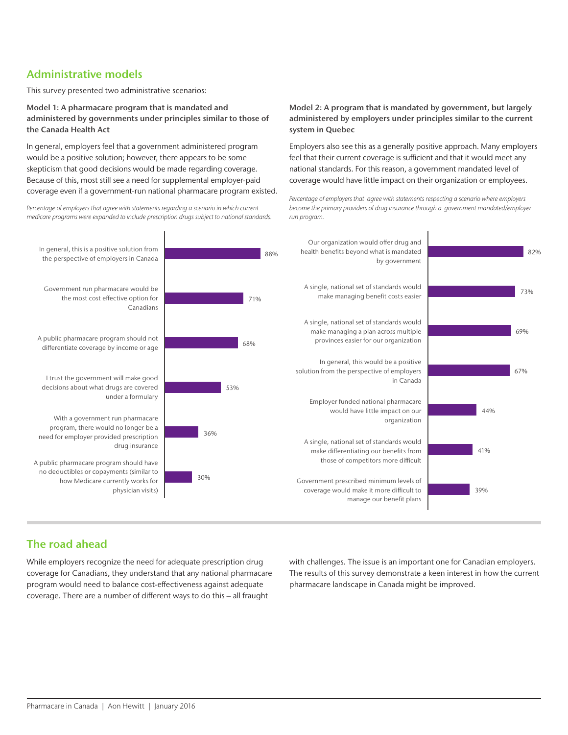## Administrative models

This survey presented two administrative scenarios:

**Model 1: A pharmacare program that is mandated and administered by governments under principles similar to those of the Canada Health Act**

In general, employers feel that a government administered program would be a positive solution; however, there appears to be some skepticism that good decisions would be made regarding coverage. Because of this, most still see a need for supplemental employer-paid coverage even if a government-run national pharmacare program existed.

*Percentage of employers that agree with statements regarding a scenario in which current medicare programs were expanded to include prescription drugs subject to national standards.*

In general, this is a positive solution from the perspective of employers in Canada
88%

Government run pharmacare would be the most cost effective option for Canadians
71%

A public pharmacare program should not differentiate coverage by income or age
68%

I trust the government will make good decisions about what drugs are covered under a formulary
53%

With a government run pharmacare program, there would no longer be a need for employer provided prescription drug insurance
36%

A public pharmacare program should have no deductibles or copayments (similar to how Medicare currently works for physician visits)
30%

**Model 2: A program that is mandated by government, but largely administered by employers under principles similar to the current system in Quebec**

Employers also see this as a generally positive approach. Many employers feel that their current coverage is sufficient and that it would meet any national standards. For this reason, a government mandated level of coverage would have little impact on their organization or employees.

*Percentage of employers that agree with statements respecting a scenario where employers become the primary providers of drug insurance through a government mandated/employer run program.*

Our organization would offer drug and health benefits beyond what is mandated by government
82%

A single, national set of standards would make managing benefit costs easier
73%

A single, national set of standards would make managing a plan across multiple provinces easier for our organization
69%

In general, this would be a positive solution from the perspective of employers in Canada
67%

Employer funded national pharmacare would have little impact on our organization
44%

A single, national set of standards would make differentiating our benefits from those of competitors more difficult
41%

Government prescribed minimum levels of coverage would make it more difficult to manage our benefit plans
39%

## The road ahead

While employers recognize the need for adequate prescription drug coverage for Canadians, they understand that any national pharmacare program would need to balance cost-effectiveness against adequate coverage. There are a number of different ways to do this – all fraught with challenges. The issue is an important one for Canadian employers. The results of this survey demonstrate a keen interest in how the current pharmacare landscape in Canada might be improved.